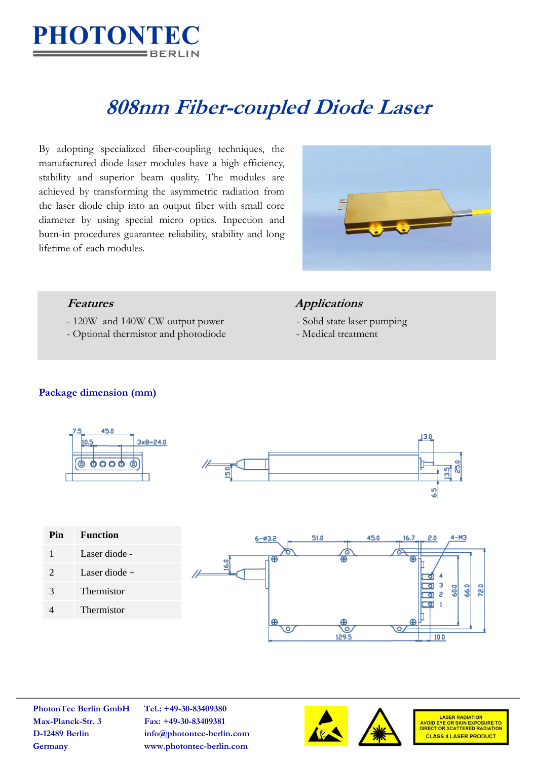# 808nm Fiber-coupled Diode Laser

By adopting specialized fiber-coupling techniques, the manufactured diode laser modules have a high efficiency, stability and superior beam quality. The modules are achieved by transforming the asymmetric radiation from the laser diode chip into an output fiber with small core diameter by using special micro optics. Inpection and burn-in procedures guarantee reliability, stability and long lifetime of each modules.

### *Features*

- 120W and 140W CW output power
- Optional thermistor and photodiode

### *Applications*

- Solid state laser pumping
- Medical treatment

## Package dimension (mm)

| Pin | Function |
|---|---|
| 1 | Laser diode - |
| 2 | Laser diode + |
| 3 | Thermistor |
| 4 | Thermistor |

PhotonTec Berlin GmbH
Max-Planck-Str. 3
D-12489 Berlin
Germany

Tel.: +49-30-83409380
Fax: +49-30-83409381
info@photontec-berlin.com
www.photontec-berlin.com

LASER RADIATION
AVOID EYE OR SKIN EXPOSURE TO DIRECT OR SCATTERED RADIATION
CLASS 4 LASER PRODUCT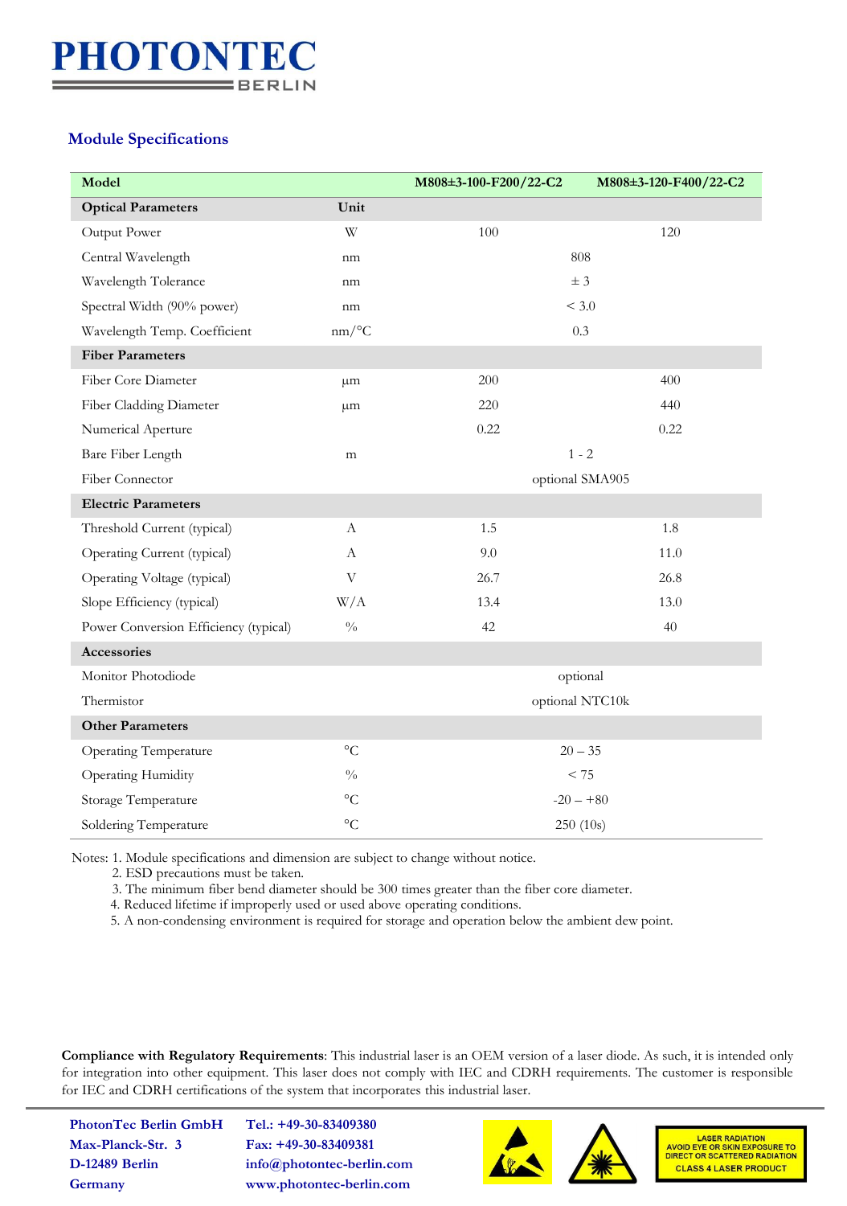## Module Specifications

| Model | | M808±3-100-F200/22-C2 | M808±3-120-F400/22-C2 |
|---|---|---|---|
| **Optical Parameters** | **Unit** | | |
| Output Power | W | 100 | 120 |
| Central Wavelength | nm | 808 | |
| Wavelength Tolerance | nm | ± 3 | |
| Spectral Width (90% power) | nm | < 3.0 | |
| Wavelength Temp. Coefficient | nm/°C | 0.3 | |
| **Fiber Parameters** | | | |
| Fiber Core Diameter | µm | 200 | 400 |
| Fiber Cladding Diameter | µm | 220 | 440 |
| Numerical Aperture | | 0.22 | 0.22 |
| Bare Fiber Length | m | 1 - 2 | |
| Fiber Connector | | optional SMA905 | |
| **Electric Parameters** | | | |
| Threshold Current (typical) | A | 1.5 | 1.8 |
| Operating Current (typical) | A | 9.0 | 11.0 |
| Operating Voltage (typical) | V | 26.7 | 26.8 |
| Slope Efficiency (typical) | W/A | 13.4 | 13.0 |
| Power Conversion Efficiency (typical) | % | 42 | 40 |
| **Accessories** | | | |
| Monitor Photodiode | | optional | |
| Thermistor | | optional NTC10k | |
| **Other Parameters** | | | |
| Operating Temperature | °C | 20 – 35 | |
| Operating Humidity | % | < 75 | |
| Storage Temperature | °C | -20 – +80 | |
| Soldering Temperature | °C | 250 (10s) | |

Notes: 1. Module specifications and dimension are subject to change without notice.
2. ESD precautions must be taken.
3. The minimum fiber bend diameter should be 300 times greater than the fiber core diameter.
4. Reduced lifetime if improperly used or used above operating conditions.
5. A non-condensing environment is required for storage and operation below the ambient dew point.

**Compliance with Regulatory Requirements**: This industrial laser is an OEM version of a laser diode. As such, it is intended only for integration into other equipment. This laser does not comply with IEC and CDRH requirements. The customer is responsible for IEC and CDRH certifications of the system that incorporates this industrial laser.

**PhotonTec Berlin GmbH**
**Max-Planck-Str. 3**
**D-12489 Berlin**
**Germany**

**Tel.: +49-30-83409380**
**Fax: +49-30-83409381**
**info@photontec-berlin.com**
**www.photontec-berlin.com**

LASER RADIATION
AVOID EYE OR SKIN EXPOSURE TO DIRECT OR SCATTERED RADIATION
CLASS 4 LASER PRODUCT